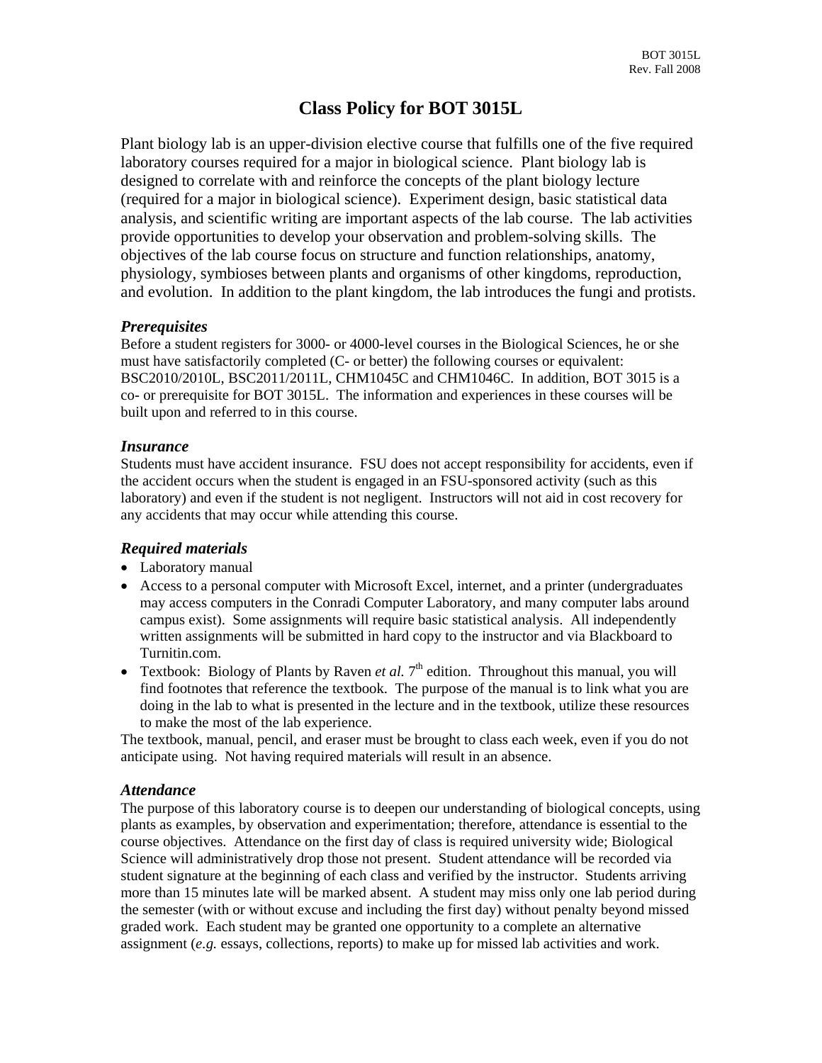BOT 3015L
Rev. Fall 2008

# Class Policy for BOT 3015L

Plant biology lab is an upper-division elective course that fulfills one of the five required laboratory courses required for a major in biological science. Plant biology lab is designed to correlate with and reinforce the concepts of the plant biology lecture (required for a major in biological science). Experiment design, basic statistical data analysis, and scientific writing are important aspects of the lab course. The lab activities provide opportunities to develop your observation and problem-solving skills. The objectives of the lab course focus on structure and function relationships, anatomy, physiology, symbioses between plants and organisms of other kingdoms, reproduction, and evolution. In addition to the plant kingdom, the lab introduces the fungi and protists.

### *Prerequisites*

Before a student registers for 3000- or 4000-level courses in the Biological Sciences, he or she must have satisfactorily completed (C- or better) the following courses or equivalent: BSC2010/2010L, BSC2011/2011L, CHM1045C and CHM1046C. In addition, BOT 3015 is a co- or prerequisite for BOT 3015L. The information and experiences in these courses will be built upon and referred to in this course.

### *Insurance*

Students must have accident insurance. FSU does not accept responsibility for accidents, even if the accident occurs when the student is engaged in an FSU-sponsored activity (such as this laboratory) and even if the student is not negligent. Instructors will not aid in cost recovery for any accidents that may occur while attending this course.

### *Required materials*

- Laboratory manual
- Access to a personal computer with Microsoft Excel, internet, and a printer (undergraduates may access computers in the Conradi Computer Laboratory, and many computer labs around campus exist). Some assignments will require basic statistical analysis. All independently written assignments will be submitted in hard copy to the instructor and via Blackboard to Turnitin.com.
- Textbook: Biology of Plants by Raven *et al.* 7th edition. Throughout this manual, you will find footnotes that reference the textbook. The purpose of the manual is to link what you are doing in the lab to what is presented in the lecture and in the textbook, utilize these resources to make the most of the lab experience.

The textbook, manual, pencil, and eraser must be brought to class each week, even if you do not anticipate using. Not having required materials will result in an absence.

### *Attendance*

The purpose of this laboratory course is to deepen our understanding of biological concepts, using plants as examples, by observation and experimentation; therefore, attendance is essential to the course objectives. Attendance on the first day of class is required university wide; Biological Science will administratively drop those not present. Student attendance will be recorded via student signature at the beginning of each class and verified by the instructor. Students arriving more than 15 minutes late will be marked absent. A student may miss only one lab period during the semester (with or without excuse and including the first day) without penalty beyond missed graded work. Each student may be granted one opportunity to a complete an alternative assignment (*e.g.* essays, collections, reports) to make up for missed lab activities and work.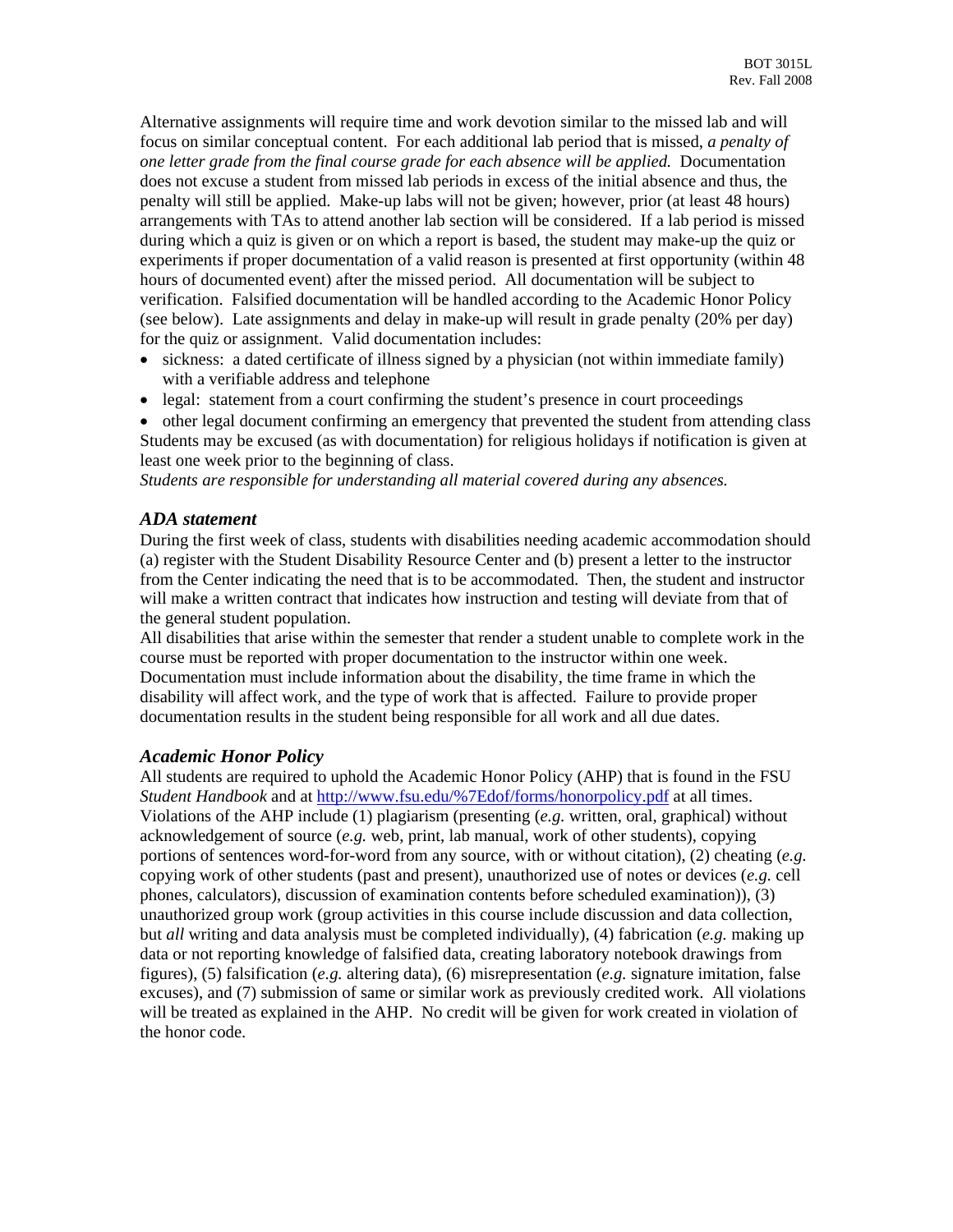Alternative assignments will require time and work devotion similar to the missed lab and will focus on similar conceptual content. For each additional lab period that is missed, *a penalty of one letter grade from the final course grade for each absence will be applied.* Documentation does not excuse a student from missed lab periods in excess of the initial absence and thus, the penalty will still be applied. Make-up labs will not be given; however, prior (at least 48 hours) arrangements with TAs to attend another lab section will be considered. If a lab period is missed during which a quiz is given or on which a report is based, the student may make-up the quiz or experiments if proper documentation of a valid reason is presented at first opportunity (within 48 hours of documented event) after the missed period. All documentation will be subject to verification. Falsified documentation will be handled according to the Academic Honor Policy (see below). Late assignments and delay in make-up will result in grade penalty (20% per day) for the quiz or assignment. Valid documentation includes:

- sickness: a dated certificate of illness signed by a physician (not within immediate family) with a verifiable address and telephone
- legal: statement from a court confirming the student's presence in court proceedings
- other legal document confirming an emergency that prevented the student from attending class

Students may be excused (as with documentation) for religious holidays if notification is given at least one week prior to the beginning of class.

*Students are responsible for understanding all material covered during any absences.*

### *ADA statement*

During the first week of class, students with disabilities needing academic accommodation should (a) register with the Student Disability Resource Center and (b) present a letter to the instructor from the Center indicating the need that is to be accommodated. Then, the student and instructor will make a written contract that indicates how instruction and testing will deviate from that of the general student population.

All disabilities that arise within the semester that render a student unable to complete work in the course must be reported with proper documentation to the instructor within one week. Documentation must include information about the disability, the time frame in which the disability will affect work, and the type of work that is affected. Failure to provide proper documentation results in the student being responsible for all work and all due dates.

### *Academic Honor Policy*

All students are required to uphold the Academic Honor Policy (AHP) that is found in the FSU *Student Handbook* and at http://www.fsu.edu/%7Edof/forms/honorpolicy.pdf at all times. Violations of the AHP include (1) plagiarism (presenting (*e.g.* written, oral, graphical) without acknowledgement of source (*e.g.* web, print, lab manual, work of other students), copying portions of sentences word-for-word from any source, with or without citation), (2) cheating (*e.g.* copying work of other students (past and present), unauthorized use of notes or devices (*e.g.* cell phones, calculators), discussion of examination contents before scheduled examination)), (3) unauthorized group work (group activities in this course include discussion and data collection, but *all* writing and data analysis must be completed individually), (4) fabrication (*e.g.* making up data or not reporting knowledge of falsified data, creating laboratory notebook drawings from figures), (5) falsification (*e.g.* altering data), (6) misrepresentation (*e.g.* signature imitation, false excuses), and (7) submission of same or similar work as previously credited work. All violations will be treated as explained in the AHP. No credit will be given for work created in violation of the honor code.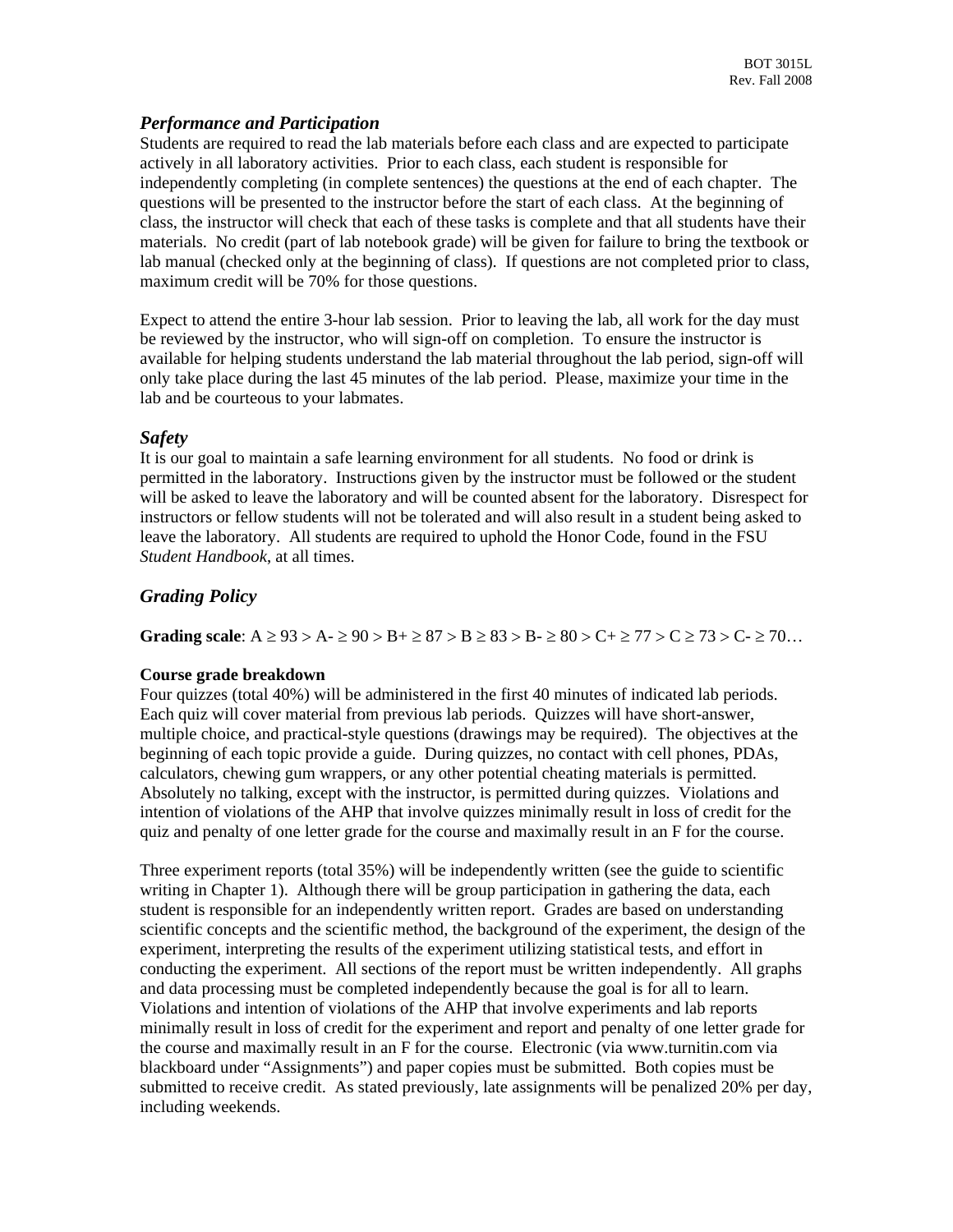### *Performance and Participation*

Students are required to read the lab materials before each class and are expected to participate actively in all laboratory activities. Prior to each class, each student is responsible for independently completing (in complete sentences) the questions at the end of each chapter. The questions will be presented to the instructor before the start of each class. At the beginning of class, the instructor will check that each of these tasks is complete and that all students have their materials. No credit (part of lab notebook grade) will be given for failure to bring the textbook or lab manual (checked only at the beginning of class). If questions are not completed prior to class, maximum credit will be 70% for those questions.

Expect to attend the entire 3-hour lab session. Prior to leaving the lab, all work for the day must be reviewed by the instructor, who will sign-off on completion. To ensure the instructor is available for helping students understand the lab material throughout the lab period, sign-off will only take place during the last 45 minutes of the lab period. Please, maximize your time in the lab and be courteous to your labmates.

### *Safety*

It is our goal to maintain a safe learning environment for all students. No food or drink is permitted in the laboratory. Instructions given by the instructor must be followed or the student will be asked to leave the laboratory and will be counted absent for the laboratory. Disrespect for instructors or fellow students will not be tolerated and will also result in a student being asked to leave the laboratory. All students are required to uphold the Honor Code, found in the FSU *Student Handbook*, at all times.

### *Grading Policy*

**Grading scale**: A ≥ 93 > A- ≥ 90 > B+ ≥ 87 > B ≥ 83 > B- ≥ 80 > C+ ≥ 77 > C ≥ 73 > C- ≥ 70…

**Course grade breakdown**

Four quizzes (total 40%) will be administered in the first 40 minutes of indicated lab periods. Each quiz will cover material from previous lab periods. Quizzes will have short-answer, multiple choice, and practical-style questions (drawings may be required). The objectives at the beginning of each topic provide a guide. During quizzes, no contact with cell phones, PDAs, calculators, chewing gum wrappers, or any other potential cheating materials is permitted. Absolutely no talking, except with the instructor, is permitted during quizzes. Violations and intention of violations of the AHP that involve quizzes minimally result in loss of credit for the quiz and penalty of one letter grade for the course and maximally result in an F for the course.

Three experiment reports (total 35%) will be independently written (see the guide to scientific writing in Chapter 1). Although there will be group participation in gathering the data, each student is responsible for an independently written report. Grades are based on understanding scientific concepts and the scientific method, the background of the experiment, the design of the experiment, interpreting the results of the experiment utilizing statistical tests, and effort in conducting the experiment. All sections of the report must be written independently. All graphs and data processing must be completed independently because the goal is for all to learn. Violations and intention of violations of the AHP that involve experiments and lab reports minimally result in loss of credit for the experiment and report and penalty of one letter grade for the course and maximally result in an F for the course. Electronic (via www.turnitin.com via blackboard under "Assignments") and paper copies must be submitted. Both copies must be submitted to receive credit. As stated previously, late assignments will be penalized 20% per day, including weekends.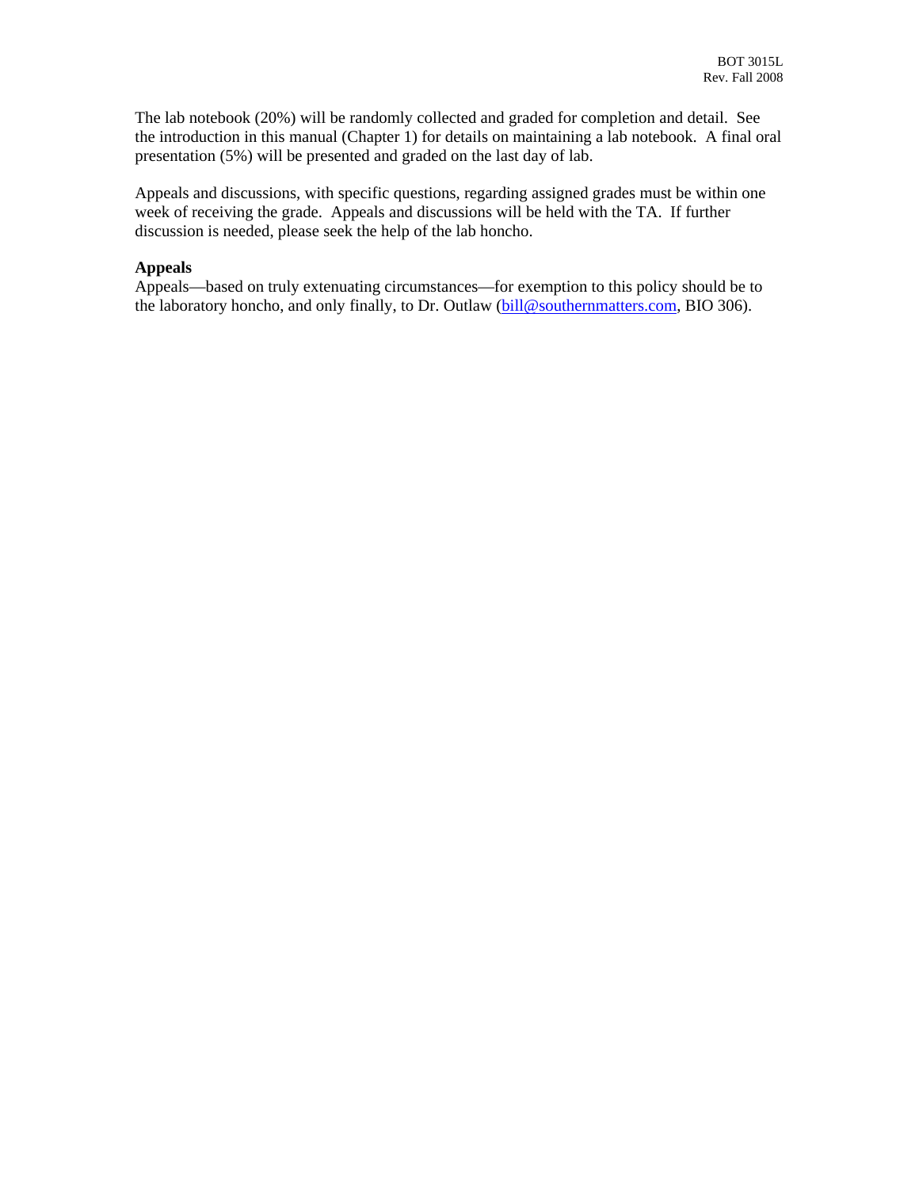The lab notebook (20%) will be randomly collected and graded for completion and detail. See the introduction in this manual (Chapter 1) for details on maintaining a lab notebook. A final oral presentation (5%) will be presented and graded on the last day of lab.

Appeals and discussions, with specific questions, regarding assigned grades must be within one week of receiving the grade. Appeals and discussions will be held with the TA. If further discussion is needed, please seek the help of the lab honcho.

**Appeals**

Appeals—based on truly extenuating circumstances—for exemption to this policy should be to the laboratory honcho, and only finally, to Dr. Outlaw (bill@southernmatters.com, BIO 306).